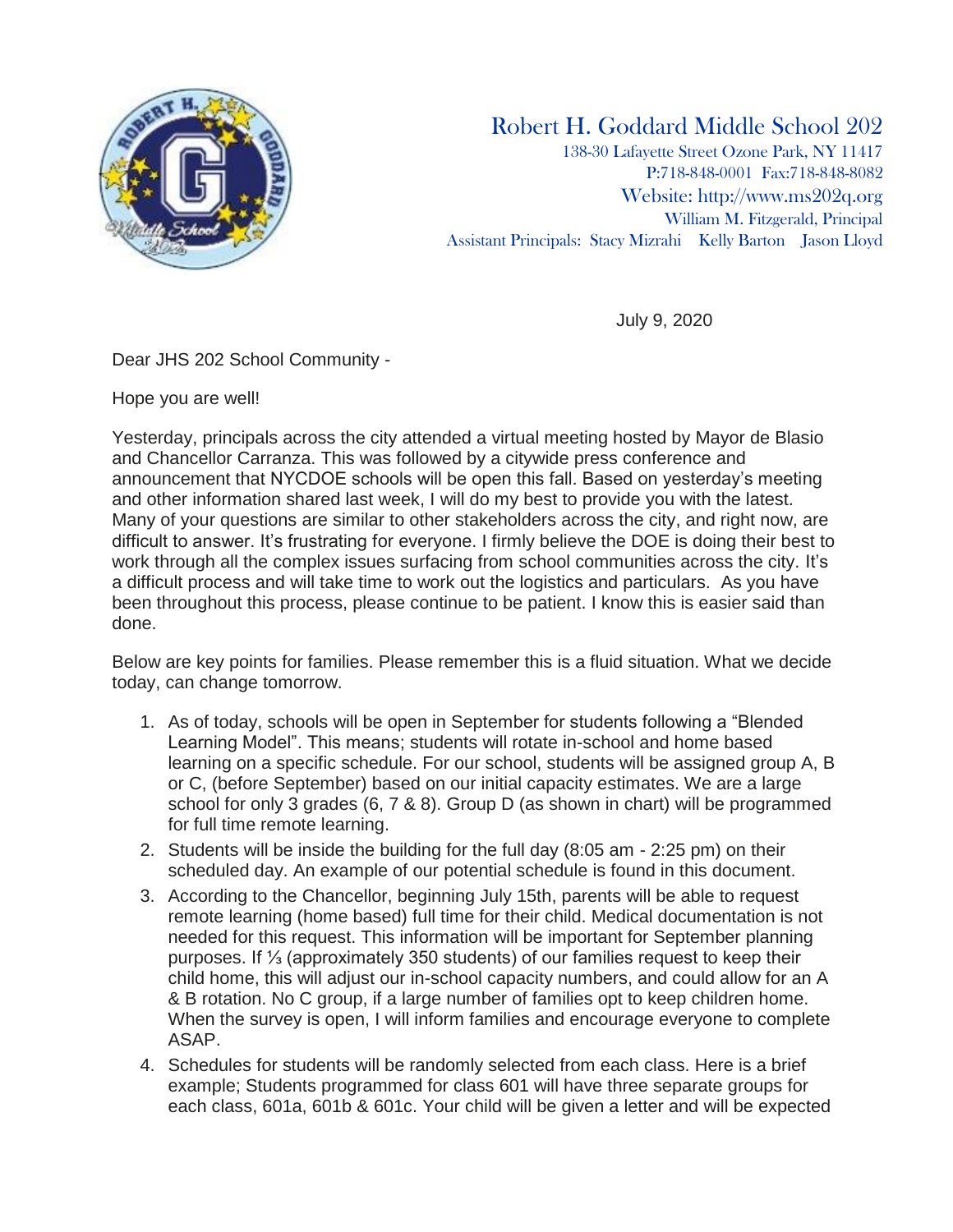# Robert H. Goddard Middle School 202

138-30 Lafayette Street Ozone Park, NY 11417
P:718-848-0001 Fax:718-848-8082
Website: http://www.ms202q.org
William M. Fitzgerald, Principal
Assistant Principals: Stacy Mizrahi Kelly Barton Jason Lloyd

July 9, 2020

Dear JHS 202 School Community -

Hope you are well!

Yesterday, principals across the city attended a virtual meeting hosted by Mayor de Blasio and Chancellor Carranza. This was followed by a citywide press conference and announcement that NYCDOE schools will be open this fall. Based on yesterday's meeting and other information shared last week, I will do my best to provide you with the latest. Many of your questions are similar to other stakeholders across the city, and right now, are difficult to answer. It's frustrating for everyone. I firmly believe the DOE is doing their best to work through all the complex issues surfacing from school communities across the city. It's a difficult process and will take time to work out the logistics and particulars. As you have been throughout this process, please continue to be patient. I know this is easier said than done.

Below are key points for families. Please remember this is a fluid situation. What we decide today, can change tomorrow.

1. As of today, schools will be open in September for students following a "Blended Learning Model". This means; students will rotate in-school and home based learning on a specific schedule. For our school, students will be assigned group A, B or C, (before September) based on our initial capacity estimates. We are a large school for only 3 grades (6, 7 & 8). Group D (as shown in chart) will be programmed for full time remote learning.
2. Students will be inside the building for the full day (8:05 am - 2:25 pm) on their scheduled day. An example of our potential schedule is found in this document.
3. According to the Chancellor, beginning July 15th, parents will be able to request remote learning (home based) full time for their child. Medical documentation is not needed for this request. This information will be important for September planning purposes. If ⅓ (approximately 350 students) of our families request to keep their child home, this will adjust our in-school capacity numbers, and could allow for an A & B rotation. No C group, if a large number of families opt to keep children home. When the survey is open, I will inform families and encourage everyone to complete ASAP.
4. Schedules for students will be randomly selected from each class. Here is a brief example; Students programmed for class 601 will have three separate groups for each class, 601a, 601b & 601c. Your child will be given a letter and will be expected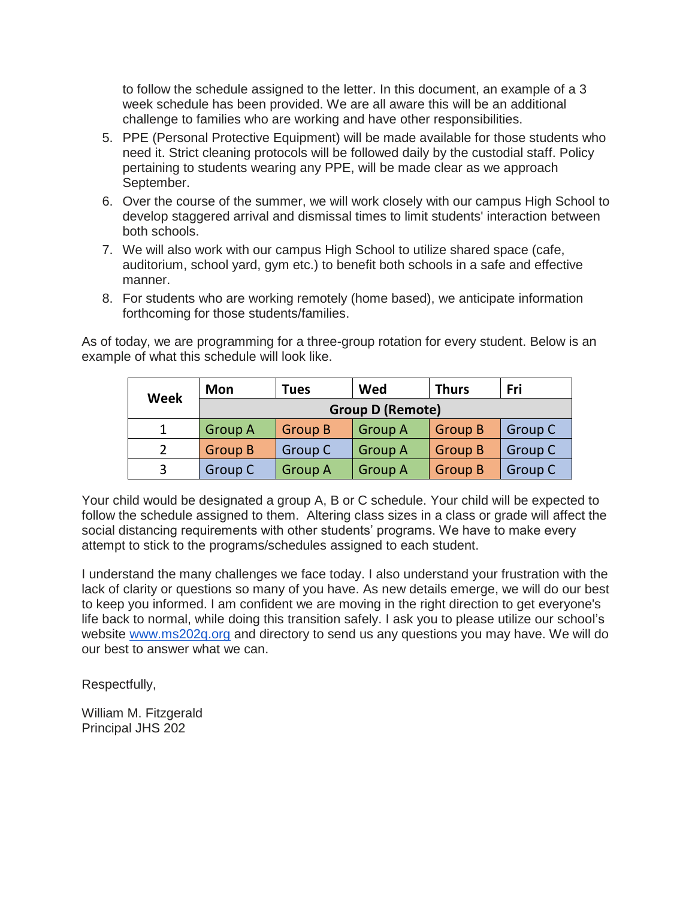to follow the schedule assigned to the letter. In this document, an example of a 3 week schedule has been provided. We are all aware this will be an additional challenge to families who are working and have other responsibilities.

5. PPE (Personal Protective Equipment) will be made available for those students who need it. Strict cleaning protocols will be followed daily by the custodial staff. Policy pertaining to students wearing any PPE, will be made clear as we approach September.
6. Over the course of the summer, we will work closely with our campus High School to develop staggered arrival and dismissal times to limit students' interaction between both schools.
7. We will also work with our campus High School to utilize shared space (cafe, auditorium, school yard, gym etc.) to benefit both schools in a safe and effective manner.
8. For students who are working remotely (home based), we anticipate information forthcoming for those students/families.

As of today, we are programming for a three-group rotation for every student. Below is an example of what this schedule will look like.

| Week | Mon | Tues | Wed | Thurs | Fri |
|---|---|---|---|---|---|
| | Group D (Remote) | | | | |
| 1 | Group A | Group B | Group A | Group B | Group C |
| 2 | Group B | Group C | Group A | Group B | Group C |
| 3 | Group C | Group A | Group A | Group B | Group C |

Your child would be designated a group A, B or C schedule. Your child will be expected to follow the schedule assigned to them. Altering class sizes in a class or grade will affect the social distancing requirements with other students' programs. We have to make every attempt to stick to the programs/schedules assigned to each student.

I understand the many challenges we face today. I also understand your frustration with the lack of clarity or questions so many of you have. As new details emerge, we will do our best to keep you informed. I am confident we are moving in the right direction to get everyone's life back to normal, while doing this transition safely. I ask you to please utilize our school's website [www.ms202q.org](http://www.ms202q.org) and directory to send us any questions you may have. We will do our best to answer what we can.

Respectfully,

William M. Fitzgerald  
Principal JHS 202